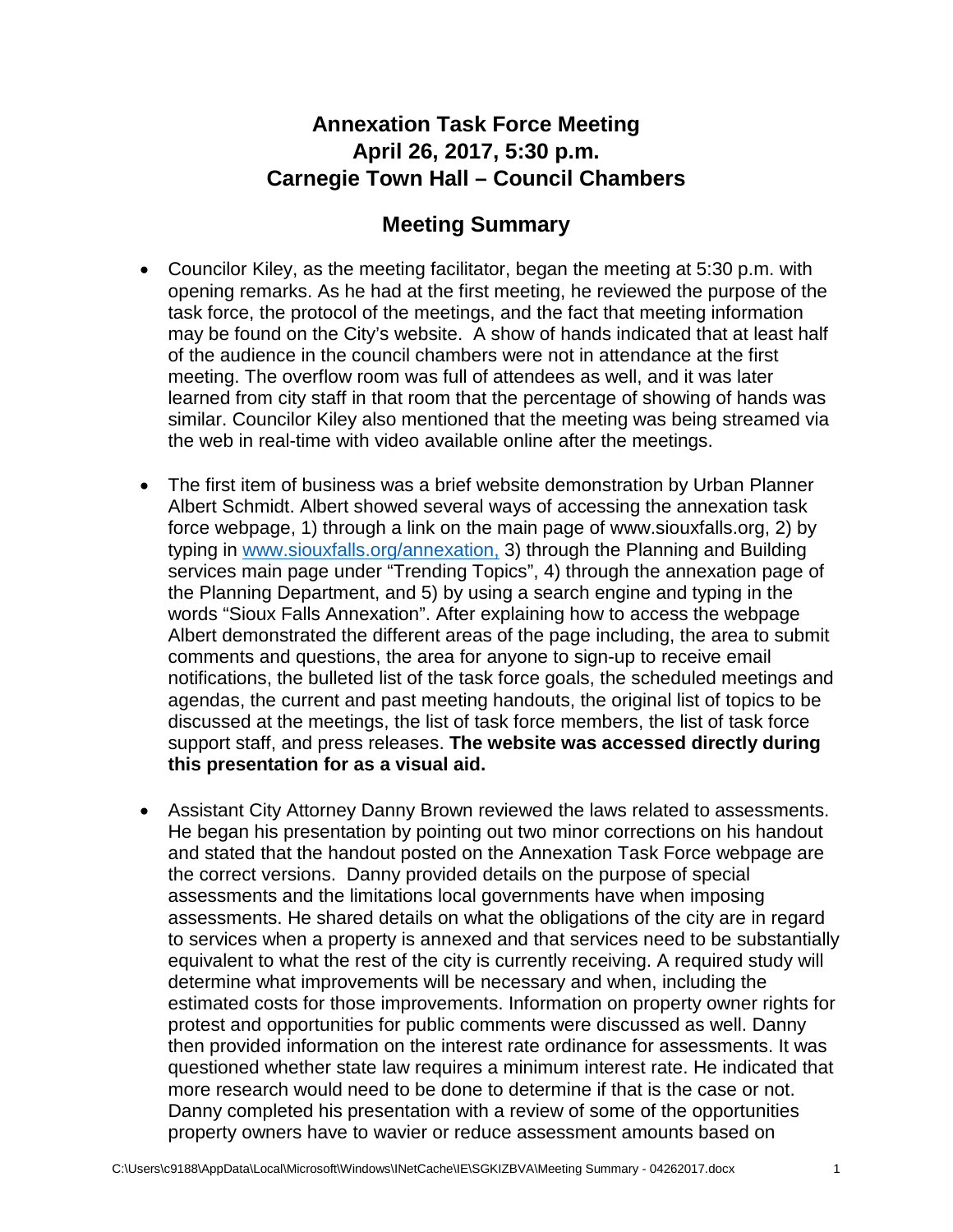# Annexation Task Force Meeting
# April 26, 2017, 5:30 p.m.
# Carnegie Town Hall – Council Chambers

## Meeting Summary

- Councilor Kiley, as the meeting facilitator, began the meeting at 5:30 p.m. with opening remarks. As he had at the first meeting, he reviewed the purpose of the task force, the protocol of the meetings, and the fact that meeting information may be found on the City's website. A show of hands indicated that at least half of the audience in the council chambers were not in attendance at the first meeting. The overflow room was full of attendees as well, and it was later learned from city staff in that room that the percentage of showing of hands was similar. Councilor Kiley also mentioned that the meeting was being streamed via the web in real-time with video available online after the meetings.

- The first item of business was a brief website demonstration by Urban Planner Albert Schmidt. Albert showed several ways of accessing the annexation task force webpage, 1) through a link on the main page of www.siouxfalls.org, 2) by typing in [www.siouxfalls.org/annexation,](www.siouxfalls.org/annexation) 3) through the Planning and Building services main page under "Trending Topics", 4) through the annexation page of the Planning Department, and 5) by using a search engine and typing in the words "Sioux Falls Annexation". After explaining how to access the webpage Albert demonstrated the different areas of the page including, the area to submit comments and questions, the area for anyone to sign-up to receive email notifications, the bulleted list of the task force goals, the scheduled meetings and agendas, the current and past meeting handouts, the original list of topics to be discussed at the meetings, the list of task force members, the list of task force support staff, and press releases. **The website was accessed directly during this presentation for as a visual aid.**

- Assistant City Attorney Danny Brown reviewed the laws related to assessments. He began his presentation by pointing out two minor corrections on his handout and stated that the handout posted on the Annexation Task Force webpage are the correct versions. Danny provided details on the purpose of special assessments and the limitations local governments have when imposing assessments. He shared details on what the obligations of the city are in regard to services when a property is annexed and that services need to be substantially equivalent to what the rest of the city is currently receiving. A required study will determine what improvements will be necessary and when, including the estimated costs for those improvements. Information on property owner rights for protest and opportunities for public comments were discussed as well. Danny then provided information on the interest rate ordinance for assessments. It was questioned whether state law requires a minimum interest rate. He indicated that more research would need to be done to determine if that is the case or not. Danny completed his presentation with a review of some of the opportunities property owners have to wavier or reduce assessment amounts based on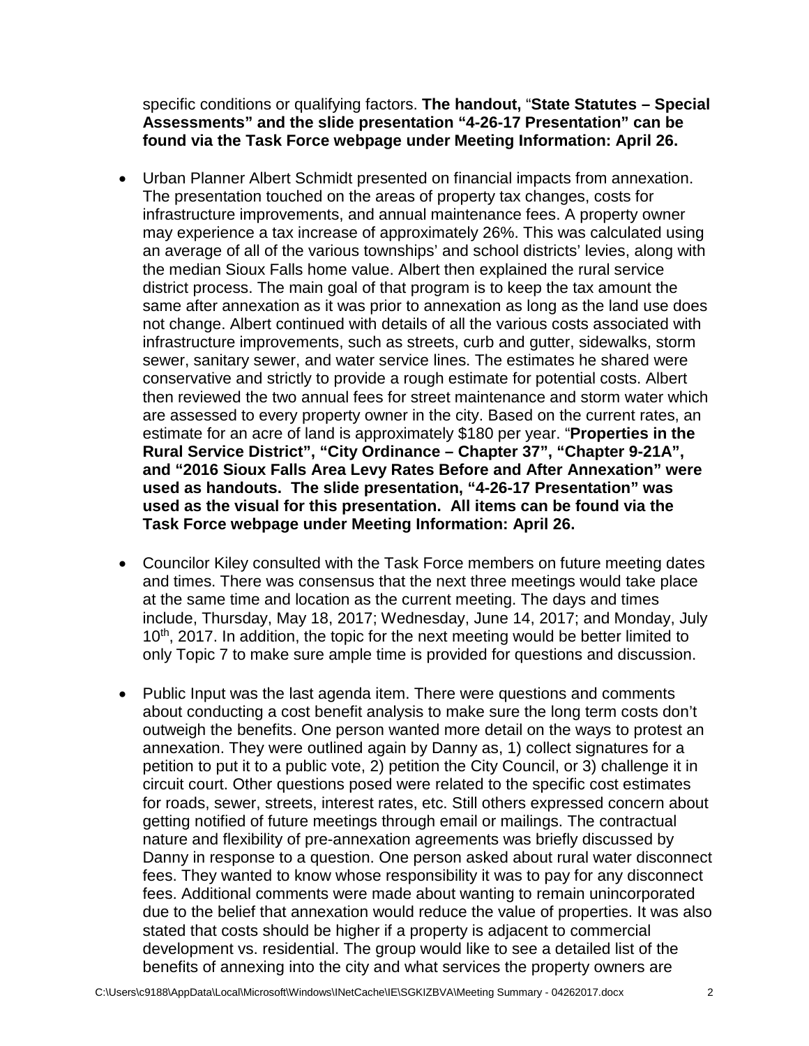specific conditions or qualifying factors. **The handout,** "**State Statutes – Special Assessments" and the slide presentation "4-26-17 Presentation" can be found via the Task Force webpage under Meeting Information: April 26.**

- Urban Planner Albert Schmidt presented on financial impacts from annexation. The presentation touched on the areas of property tax changes, costs for infrastructure improvements, and annual maintenance fees. A property owner may experience a tax increase of approximately 26%. This was calculated using an average of all of the various townships' and school districts' levies, along with the median Sioux Falls home value. Albert then explained the rural service district process. The main goal of that program is to keep the tax amount the same after annexation as it was prior to annexation as long as the land use does not change. Albert continued with details of all the various costs associated with infrastructure improvements, such as streets, curb and gutter, sidewalks, storm sewer, sanitary sewer, and water service lines. The estimates he shared were conservative and strictly to provide a rough estimate for potential costs. Albert then reviewed the two annual fees for street maintenance and storm water which are assessed to every property owner in the city. Based on the current rates, an estimate for an acre of land is approximately $180 per year. "**Properties in the Rural Service District", "City Ordinance – Chapter 37", "Chapter 9-21A", and "2016 Sioux Falls Area Levy Rates Before and After Annexation" were used as handouts. The slide presentation, "4-26-17 Presentation" was used as the visual for this presentation. All items can be found via the Task Force webpage under Meeting Information: April 26.**

- Councilor Kiley consulted with the Task Force members on future meeting dates and times. There was consensus that the next three meetings would take place at the same time and location as the current meeting. The days and times include, Thursday, May 18, 2017; Wednesday, June 14, 2017; and Monday, July 10th, 2017. In addition, the topic for the next meeting would be better limited to only Topic 7 to make sure ample time is provided for questions and discussion.

- Public Input was the last agenda item. There were questions and comments about conducting a cost benefit analysis to make sure the long term costs don't outweigh the benefits. One person wanted more detail on the ways to protest an annexation. They were outlined again by Danny as, 1) collect signatures for a petition to put it to a public vote, 2) petition the City Council, or 3) challenge it in circuit court. Other questions posed were related to the specific cost estimates for roads, sewer, streets, interest rates, etc. Still others expressed concern about getting notified of future meetings through email or mailings. The contractual nature and flexibility of pre-annexation agreements was briefly discussed by Danny in response to a question. One person asked about rural water disconnect fees. They wanted to know whose responsibility it was to pay for any disconnect fees. Additional comments were made about wanting to remain unincorporated due to the belief that annexation would reduce the value of properties. It was also stated that costs should be higher if a property is adjacent to commercial development vs. residential. The group would like to see a detailed list of the benefits of annexing into the city and what services the property owners are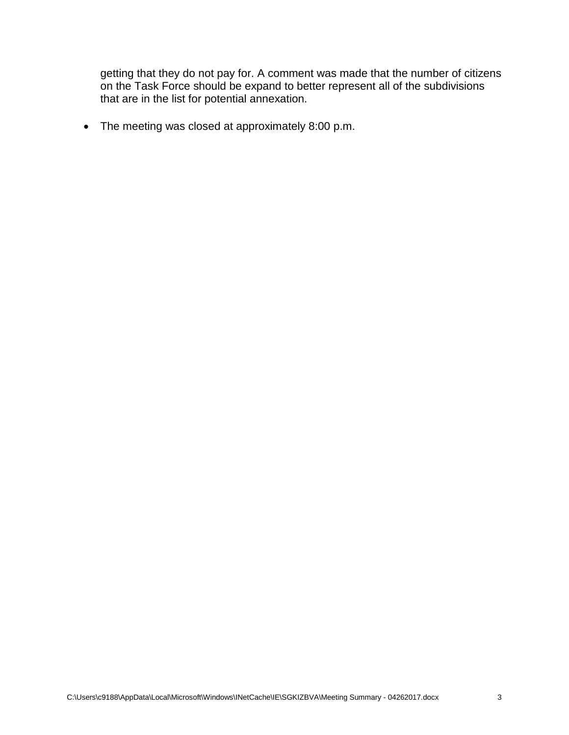getting that they do not pay for. A comment was made that the number of citizens on the Task Force should be expand to better represent all of the subdivisions that are in the list for potential annexation.

- The meeting was closed at approximately 8:00 p.m.